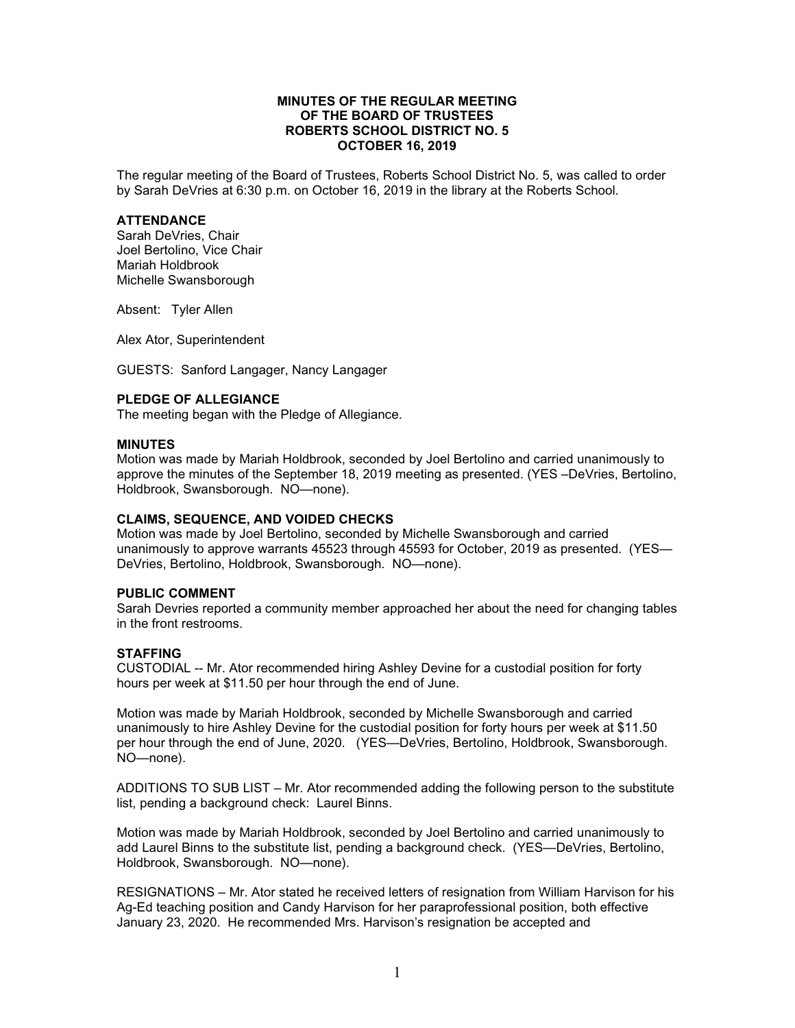**MINUTES OF THE REGULAR MEETING**
**OF THE BOARD OF TRUSTEES**
**ROBERTS SCHOOL DISTRICT NO. 5**
**OCTOBER 16, 2019**

The regular meeting of the Board of Trustees, Roberts School District No. 5, was called to order by Sarah DeVries at 6:30 p.m. on October 16, 2019 in the library at the Roberts School.

**ATTENDANCE**
Sarah DeVries, Chair
Joel Bertolino, Vice Chair
Mariah Holdbrook
Michelle Swansborough

Absent: Tyler Allen

Alex Ator, Superintendent

GUESTS: Sanford Langager, Nancy Langager

**PLEDGE OF ALLEGIANCE**
The meeting began with the Pledge of Allegiance.

**MINUTES**
Motion was made by Mariah Holdbrook, seconded by Joel Bertolino and carried unanimously to approve the minutes of the September 18, 2019 meeting as presented. (YES –DeVries, Bertolino, Holdbrook, Swansborough. NO—none).

**CLAIMS, SEQUENCE, AND VOIDED CHECKS**
Motion was made by Joel Bertolino, seconded by Michelle Swansborough and carried unanimously to approve warrants 45523 through 45593 for October, 2019 as presented. (YES—DeVries, Bertolino, Holdbrook, Swansborough. NO—none).

**PUBLIC COMMENT**
Sarah Devries reported a community member approached her about the need for changing tables in the front restrooms.

**STAFFING**
CUSTODIAL -- Mr. Ator recommended hiring Ashley Devine for a custodial position for forty hours per week at $11.50 per hour through the end of June.

Motion was made by Mariah Holdbrook, seconded by Michelle Swansborough and carried unanimously to hire Ashley Devine for the custodial position for forty hours per week at $11.50 per hour through the end of June, 2020. (YES—DeVries, Bertolino, Holdbrook, Swansborough. NO—none).

ADDITIONS TO SUB LIST – Mr. Ator recommended adding the following person to the substitute list, pending a background check: Laurel Binns.

Motion was made by Mariah Holdbrook, seconded by Joel Bertolino and carried unanimously to add Laurel Binns to the substitute list, pending a background check. (YES—DeVries, Bertolino, Holdbrook, Swansborough. NO—none).

RESIGNATIONS – Mr. Ator stated he received letters of resignation from William Harvison for his Ag-Ed teaching position and Candy Harvison for her paraprofessional position, both effective January 23, 2020. He recommended Mrs. Harvison's resignation be accepted and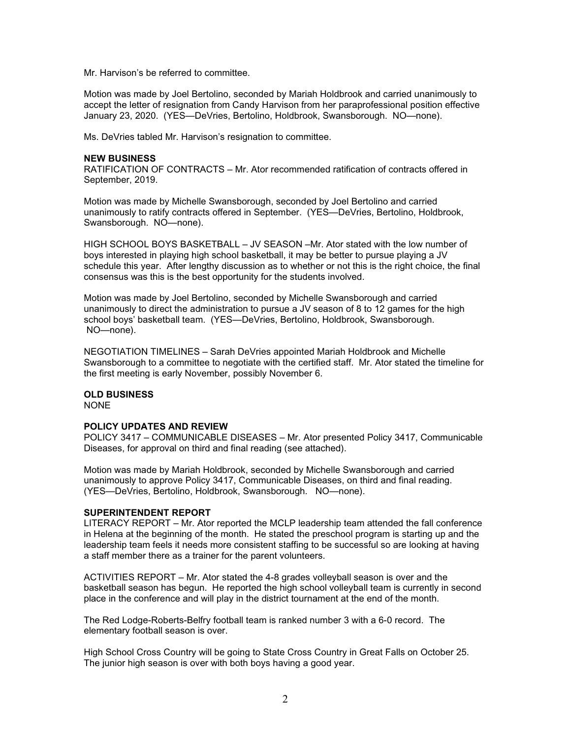Mr. Harvison's be referred to committee.

Motion was made by Joel Bertolino, seconded by Mariah Holdbrook and carried unanimously to accept the letter of resignation from Candy Harvison from her paraprofessional position effective January 23, 2020. (YES—DeVries, Bertolino, Holdbrook, Swansborough. NO—none).

Ms. DeVries tabled Mr. Harvison's resignation to committee.

**NEW BUSINESS**

RATIFICATION OF CONTRACTS – Mr. Ator recommended ratification of contracts offered in September, 2019.

Motion was made by Michelle Swansborough, seconded by Joel Bertolino and carried unanimously to ratify contracts offered in September. (YES—DeVries, Bertolino, Holdbrook, Swansborough. NO—none).

HIGH SCHOOL BOYS BASKETBALL – JV SEASON –Mr. Ator stated with the low number of boys interested in playing high school basketball, it may be better to pursue playing a JV schedule this year. After lengthy discussion as to whether or not this is the right choice, the final consensus was this is the best opportunity for the students involved.

Motion was made by Joel Bertolino, seconded by Michelle Swansborough and carried unanimously to direct the administration to pursue a JV season of 8 to 12 games for the high school boys' basketball team. (YES—DeVries, Bertolino, Holdbrook, Swansborough. NO—none).

NEGOTIATION TIMELINES – Sarah DeVries appointed Mariah Holdbrook and Michelle Swansborough to a committee to negotiate with the certified staff. Mr. Ator stated the timeline for the first meeting is early November, possibly November 6.

**OLD BUSINESS**

NONE

**POLICY UPDATES AND REVIEW**

POLICY 3417 – COMMUNICABLE DISEASES – Mr. Ator presented Policy 3417, Communicable Diseases, for approval on third and final reading (see attached).

Motion was made by Mariah Holdbrook, seconded by Michelle Swansborough and carried unanimously to approve Policy 3417, Communicable Diseases, on third and final reading. (YES—DeVries, Bertolino, Holdbrook, Swansborough. NO—none).

**SUPERINTENDENT REPORT**

LITERACY REPORT – Mr. Ator reported the MCLP leadership team attended the fall conference in Helena at the beginning of the month. He stated the preschool program is starting up and the leadership team feels it needs more consistent staffing to be successful so are looking at having a staff member there as a trainer for the parent volunteers.

ACTIVITIES REPORT – Mr. Ator stated the 4-8 grades volleyball season is over and the basketball season has begun. He reported the high school volleyball team is currently in second place in the conference and will play in the district tournament at the end of the month.

The Red Lodge-Roberts-Belfry football team is ranked number 3 with a 6-0 record. The elementary football season is over.

High School Cross Country will be going to State Cross Country in Great Falls on October 25. The junior high season is over with both boys having a good year.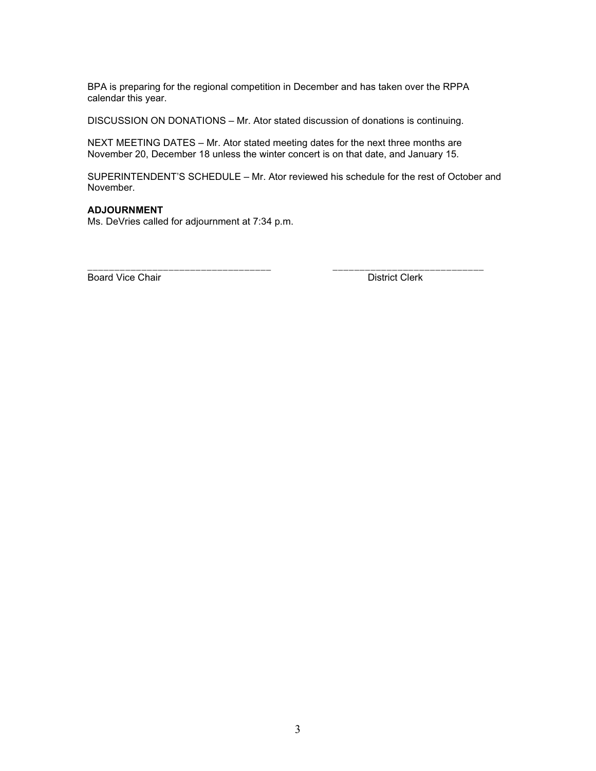BPA is preparing for the regional competition in December and has taken over the RPPA calendar this year.

DISCUSSION ON DONATIONS – Mr. Ator stated discussion of donations is continuing.

NEXT MEETING DATES – Mr. Ator stated meeting dates for the next three months are November 20, December 18 unless the winter concert is on that date, and January 15.

SUPERINTENDENT'S SCHEDULE – Mr. Ator reviewed his schedule for the rest of October and November.

**ADJOURNMENT**

Ms. DeVries called for adjournment at 7:34 p.m.

\_\_\_\_\_\_\_\_\_\_\_\_\_\_\_\_\_\_\_\_\_\_\_\_\_\_\_\_\_\_\_\_\_\_ &nbsp;&nbsp;&nbsp;&nbsp;&nbsp;&nbsp;&nbsp;&nbsp; \_\_\_\_\_\_\_\_\_\_\_\_\_\_\_\_\_\_\_\_\_\_\_\_\_\_\_\_

Board Vice Chair &nbsp;&nbsp;&nbsp;&nbsp;&nbsp;&nbsp;&nbsp;&nbsp;&nbsp;&nbsp;&nbsp;&nbsp;&nbsp;&nbsp;&nbsp;&nbsp;&nbsp;&nbsp;&nbsp;&nbsp;&nbsp;&nbsp;&nbsp;&nbsp;&nbsp;&nbsp;&nbsp;&nbsp;&nbsp;&nbsp; District Clerk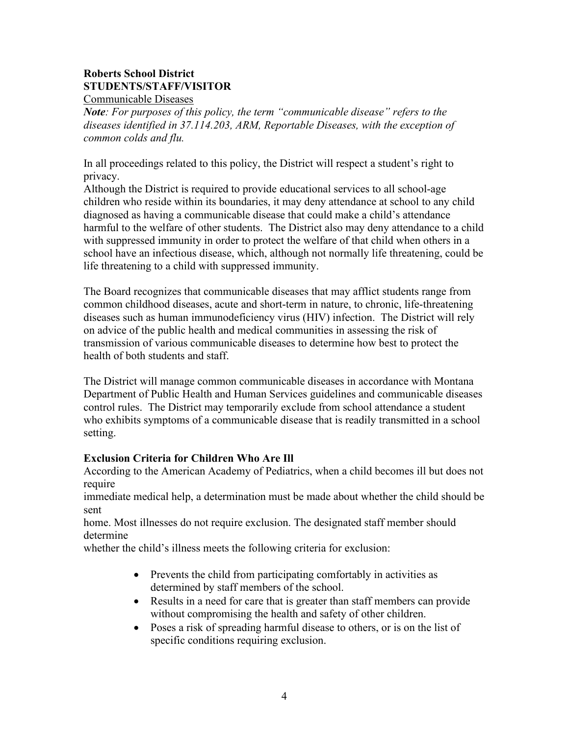**Roberts School District**
**STUDENTS/STAFF/VISITOR**
Communicable Diseases

***Note**: For purposes of this policy, the term "communicable disease" refers to the diseases identified in 37.114.203, ARM, Reportable Diseases, with the exception of common colds and flu.*

In all proceedings related to this policy, the District will respect a student's right to privacy.

Although the District is required to provide educational services to all school-age children who reside within its boundaries, it may deny attendance at school to any child diagnosed as having a communicable disease that could make a child's attendance harmful to the welfare of other students. The District also may deny attendance to a child with suppressed immunity in order to protect the welfare of that child when others in a school have an infectious disease, which, although not normally life threatening, could be life threatening to a child with suppressed immunity.

The Board recognizes that communicable diseases that may afflict students range from common childhood diseases, acute and short-term in nature, to chronic, life-threatening diseases such as human immunodeficiency virus (HIV) infection. The District will rely on advice of the public health and medical communities in assessing the risk of transmission of various communicable diseases to determine how best to protect the health of both students and staff.

The District will manage common communicable diseases in accordance with Montana Department of Public Health and Human Services guidelines and communicable diseases control rules. The District may temporarily exclude from school attendance a student who exhibits symptoms of a communicable disease that is readily transmitted in a school setting.

**Exclusion Criteria for Children Who Are Ill**

According to the American Academy of Pediatrics, when a child becomes ill but does not require immediate medical help, a determination must be made about whether the child should be sent home. Most illnesses do not require exclusion. The designated staff member should determine whether the child's illness meets the following criteria for exclusion:

- Prevents the child from participating comfortably in activities as determined by staff members of the school.
- Results in a need for care that is greater than staff members can provide without compromising the health and safety of other children.
- Poses a risk of spreading harmful disease to others, or is on the list of specific conditions requiring exclusion.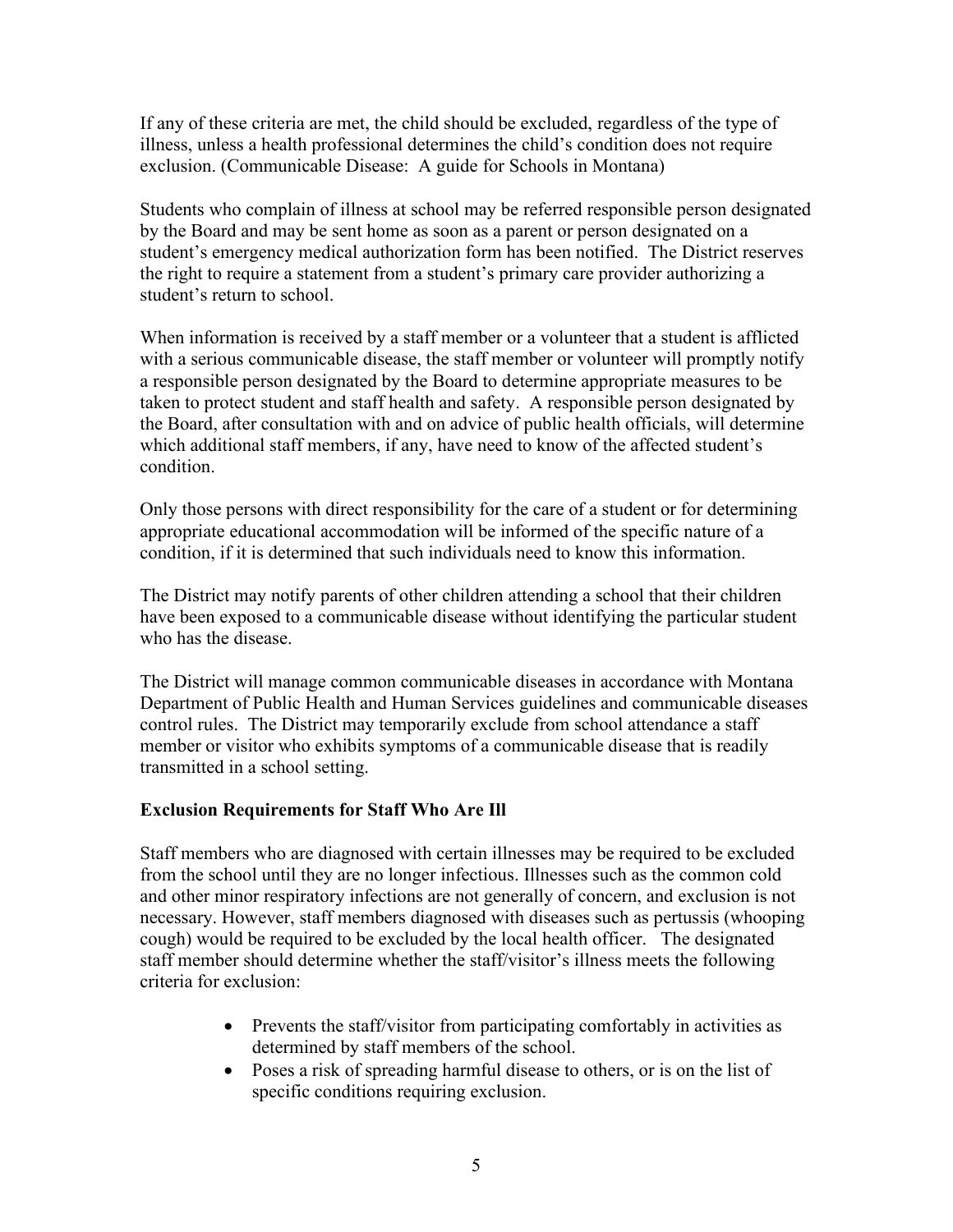If any of these criteria are met, the child should be excluded, regardless of the type of illness, unless a health professional determines the child's condition does not require exclusion. (Communicable Disease: A guide for Schools in Montana)

Students who complain of illness at school may be referred responsible person designated by the Board and may be sent home as soon as a parent or person designated on a student's emergency medical authorization form has been notified. The District reserves the right to require a statement from a student's primary care provider authorizing a student's return to school.

When information is received by a staff member or a volunteer that a student is afflicted with a serious communicable disease, the staff member or volunteer will promptly notify a responsible person designated by the Board to determine appropriate measures to be taken to protect student and staff health and safety. A responsible person designated by the Board, after consultation with and on advice of public health officials, will determine which additional staff members, if any, have need to know of the affected student's condition.

Only those persons with direct responsibility for the care of a student or for determining appropriate educational accommodation will be informed of the specific nature of a condition, if it is determined that such individuals need to know this information.

The District may notify parents of other children attending a school that their children have been exposed to a communicable disease without identifying the particular student who has the disease.

The District will manage common communicable diseases in accordance with Montana Department of Public Health and Human Services guidelines and communicable diseases control rules. The District may temporarily exclude from school attendance a staff member or visitor who exhibits symptoms of a communicable disease that is readily transmitted in a school setting.

**Exclusion Requirements for Staff Who Are Ill**

Staff members who are diagnosed with certain illnesses may be required to be excluded from the school until they are no longer infectious. Illnesses such as the common cold and other minor respiratory infections are not generally of concern, and exclusion is not necessary. However, staff members diagnosed with diseases such as pertussis (whooping cough) would be required to be excluded by the local health officer. The designated staff member should determine whether the staff/visitor's illness meets the following criteria for exclusion:

- Prevents the staff/visitor from participating comfortably in activities as determined by staff members of the school.
- Poses a risk of spreading harmful disease to others, or is on the list of specific conditions requiring exclusion.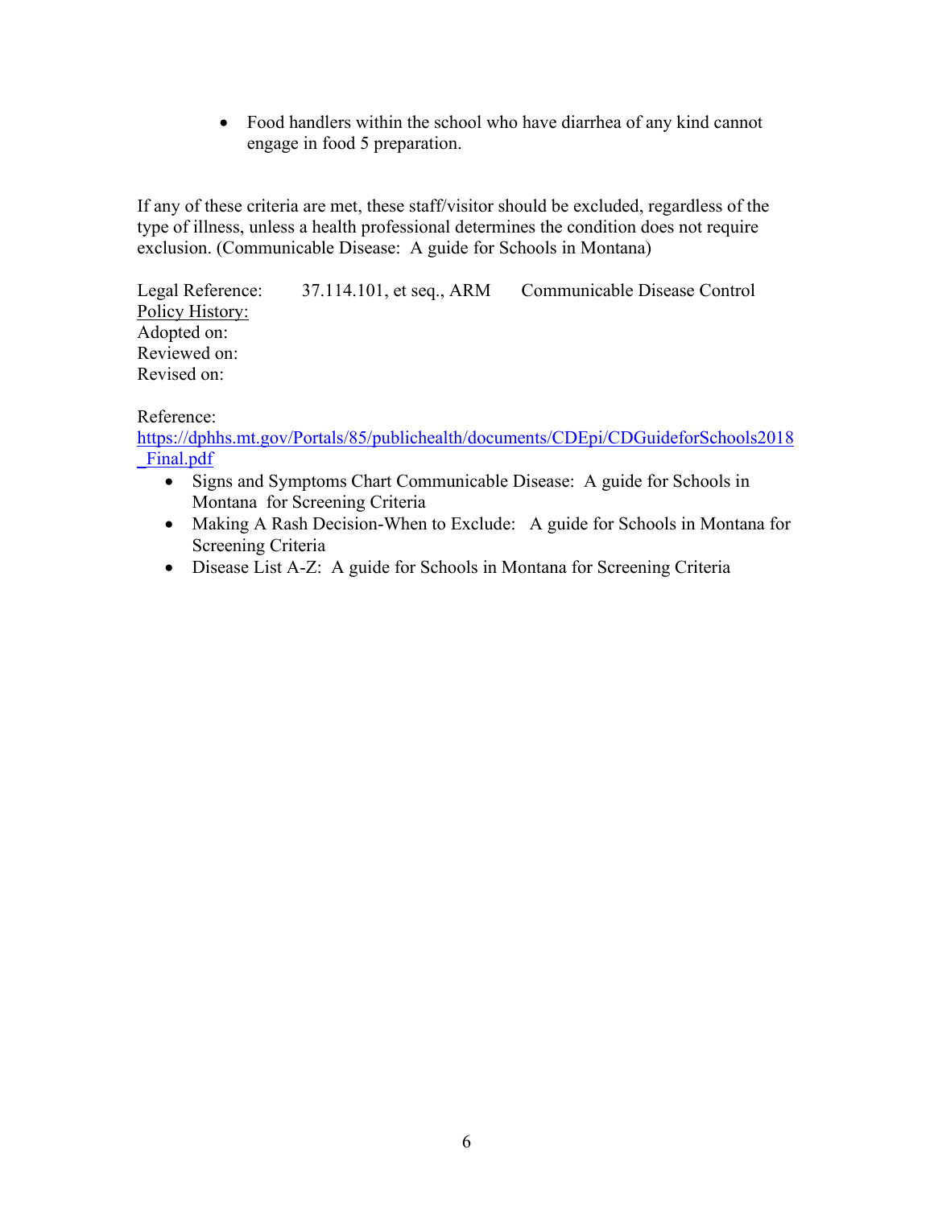- Food handlers within the school who have diarrhea of any kind cannot engage in food 5 preparation.

If any of these criteria are met, these staff/visitor should be excluded, regardless of the type of illness, unless a health professional determines the condition does not require exclusion. (Communicable Disease: A guide for Schools in Montana)

Legal Reference: 37.114.101, et seq., ARM Communicable Disease Control

Policy History:
Adopted on:
Reviewed on:
Revised on:

Reference:
https://dphhs.mt.gov/Portals/85/publichealth/documents/CDEpi/CDGuideforSchools2018_Final.pdf

- Signs and Symptoms Chart Communicable Disease: A guide for Schools in Montana for Screening Criteria
- Making A Rash Decision-When to Exclude: A guide for Schools in Montana for Screening Criteria
- Disease List A-Z: A guide for Schools in Montana for Screening Criteria